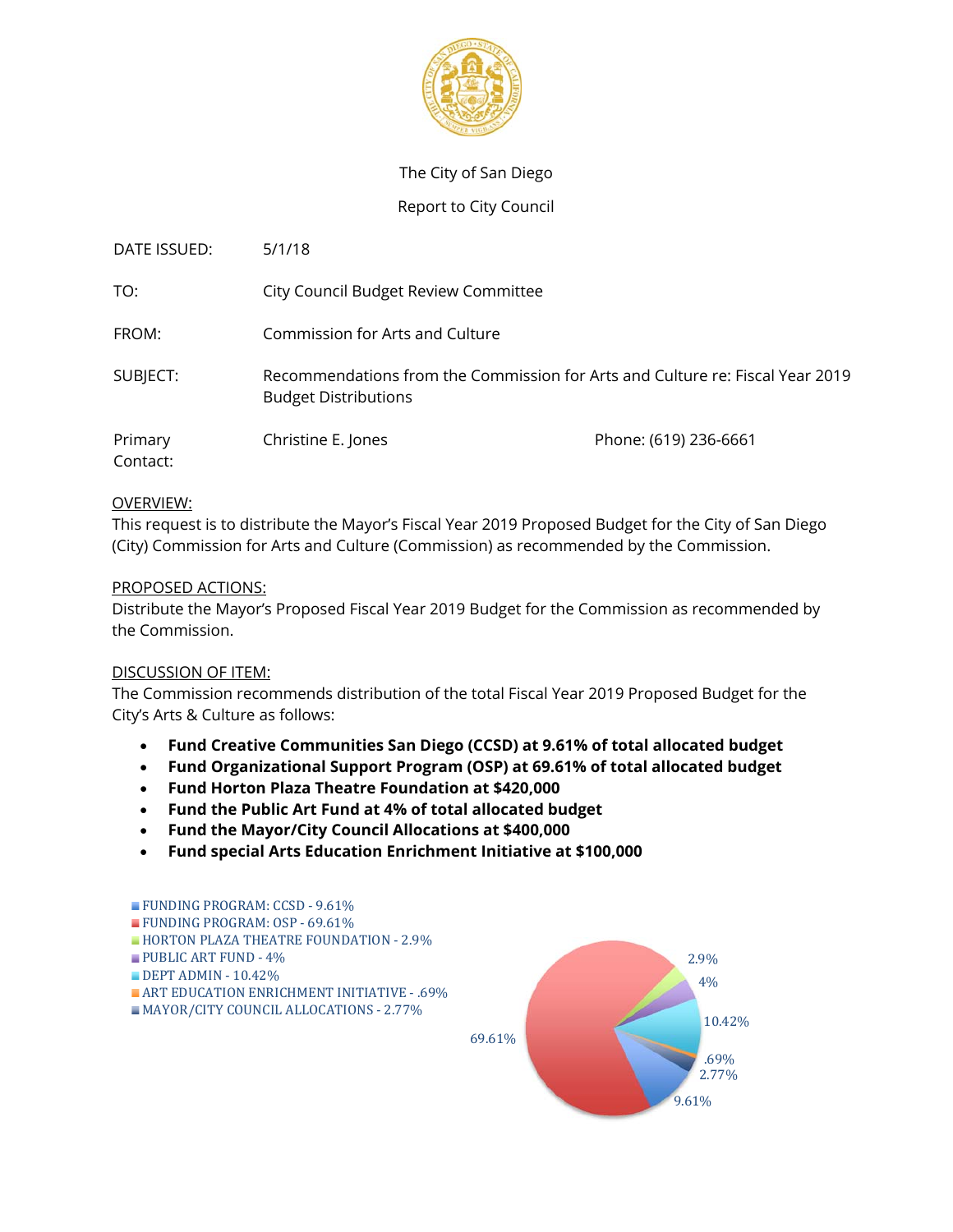The City of San Diego

Report to City Council

| | | |
|---|---|---|
| DATE ISSUED: | 5/1/18 | |
| TO: | City Council Budget Review Committee | |
| FROM: | Commission for Arts and Culture | |
| SUBJECT: | Recommendations from the Commission for Arts and Culture re: Fiscal Year 2019 Budget Distributions | |
| Primary Contact: | Christine E. Jones | Phone: (619) 236-6661 |

## OVERVIEW:

This request is to distribute the Mayor's Fiscal Year 2019 Proposed Budget for the City of San Diego (City) Commission for Arts and Culture (Commission) as recommended by the Commission.

## PROPOSED ACTIONS:

Distribute the Mayor's Proposed Fiscal Year 2019 Budget for the Commission as recommended by the Commission.

## DISCUSSION OF ITEM:

The Commission recommends distribution of the total Fiscal Year 2019 Proposed Budget for the City's Arts & Culture as follows:

- **Fund Creative Communities San Diego (CCSD) at 9.61% of total allocated budget**
- **Fund Organizational Support Program (OSP) at 69.61% of total allocated budget**
- **Fund Horton Plaza Theatre Foundation at $420,000**
- **Fund the Public Art Fund at 4% of total allocated budget**
- **Fund the Mayor/City Council Allocations at $400,000**
- **Fund special Arts Education Enrichment Initiative at $100,000**

- FUNDING PROGRAM: CCSD - 9.61%
- FUNDING PROGRAM: OSP - 69.61%
- HORTON PLAZA THEATRE FOUNDATION - 2.9%
- PUBLIC ART FUND - 4%
- DEPT ADMIN - 10.42%
- ART EDUCATION ENRICHMENT INITIATIVE - .69%
- MAYOR/CITY COUNCIL ALLOCATIONS - 2.77%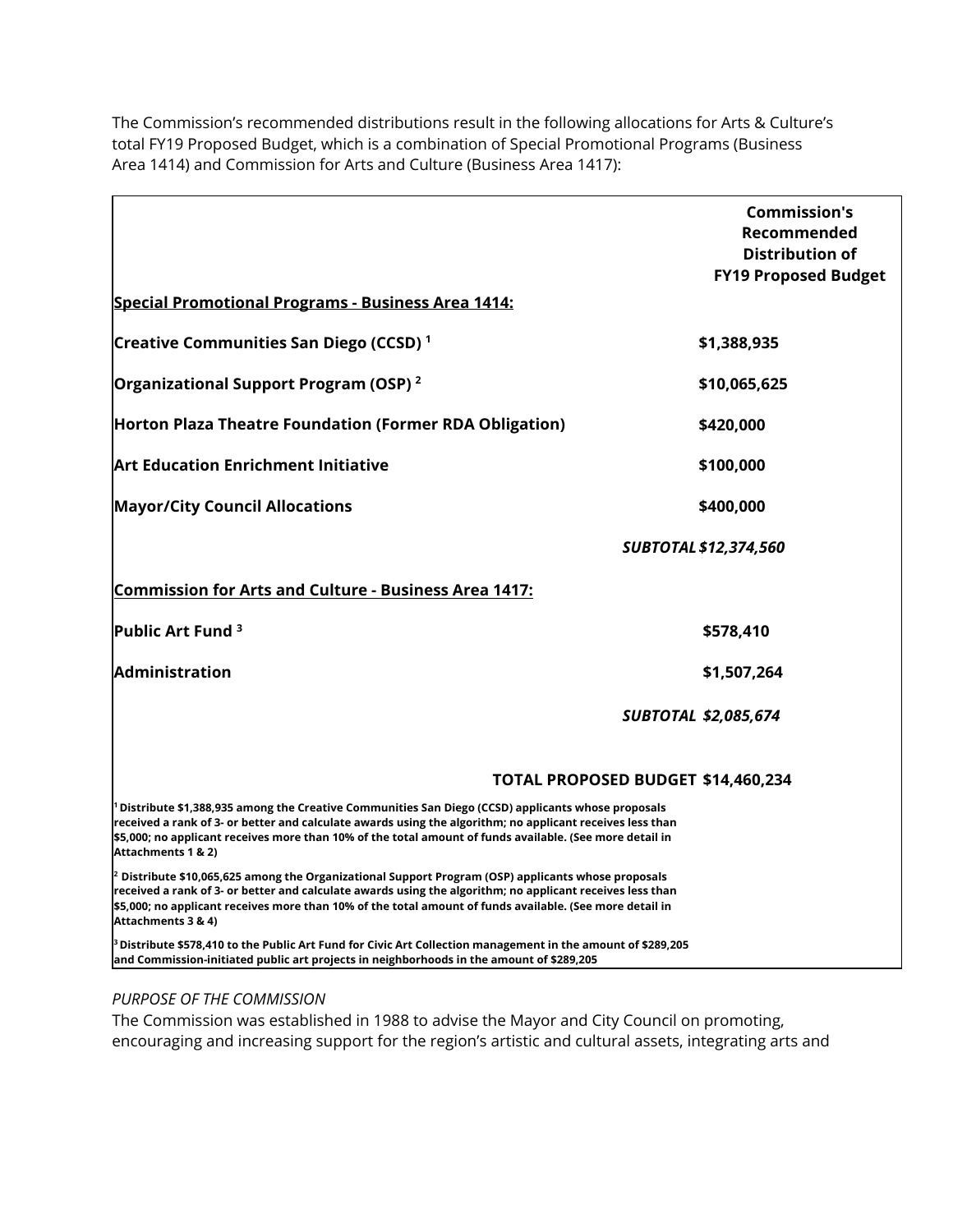The Commission's recommended distributions result in the following allocations for Arts & Culture's total FY19 Proposed Budget, which is a combination of Special Promotional Programs (Business Area 1414) and Commission for Arts and Culture (Business Area 1417):

| | Commission's Recommended Distribution of FY19 Proposed Budget |
|---|---|
| **Special Promotional Programs - Business Area 1414:** | |
| **Creative Communities San Diego (CCSD) [1]** | **$1,388,935** |
| **Organizational Support Program (OSP) [2]** | **$10,065,625** |
| **Horton Plaza Theatre Foundation (Former RDA Obligation)** | **$420,000** |
| **Art Education Enrichment Initiative** | **$100,000** |
| **Mayor/City Council Allocations** | **$400,000** |
| ***SUBTOTAL*** | ***$12,374,560*** |
| **Commission for Arts and Culture - Business Area 1417:** | |
| **Public Art Fund [3]** | **$578,410** |
| **Administration** | **$1,507,264** |
| ***SUBTOTAL*** | ***$2,085,674*** |
| **TOTAL PROPOSED BUDGET** | **$14,460,234** |

[1] **Distribute $1,388,935 among the Creative Communities San Diego (CCSD) applicants whose proposals received a rank of 3- or better and calculate awards using the algorithm; no applicant receives less than $5,000; no applicant receives more than 10% of the total amount of funds available. (See more detail in Attachments 1 & 2)**

[2] **Distribute $10,065,625 among the Organizational Support Program (OSP) applicants whose proposals received a rank of 3- or better and calculate awards using the algorithm; no applicant receives less than $5,000; no applicant receives more than 10% of the total amount of funds available. (See more detail in Attachments 3 & 4)**

[3] **Distribute $578,410 to the Public Art Fund for Civic Art Collection management in the amount of $289,205 and Commission-initiated public art projects in neighborhoods in the amount of $289,205**

*PURPOSE OF THE COMMISSION*

The Commission was established in 1988 to advise the Mayor and City Council on promoting, encouraging and increasing support for the region's artistic and cultural assets, integrating arts and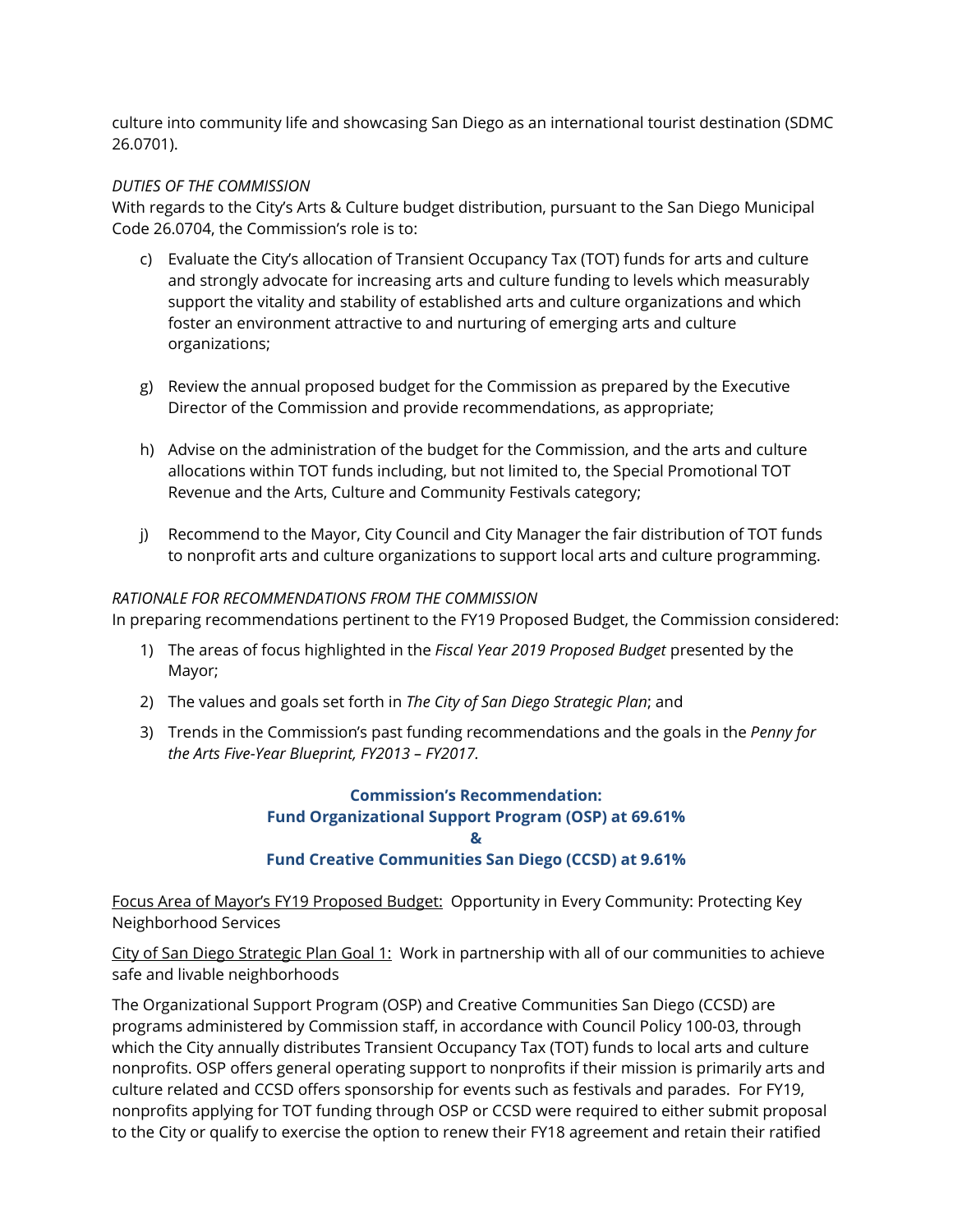culture into community life and showcasing San Diego as an international tourist destination (SDMC 26.0701).

*DUTIES OF THE COMMISSION*

With regards to the City's Arts & Culture budget distribution, pursuant to the San Diego Municipal Code 26.0704, the Commission's role is to:

c) Evaluate the City's allocation of Transient Occupancy Tax (TOT) funds for arts and culture and strongly advocate for increasing arts and culture funding to levels which measurably support the vitality and stability of established arts and culture organizations and which foster an environment attractive to and nurturing of emerging arts and culture organizations;

g) Review the annual proposed budget for the Commission as prepared by the Executive Director of the Commission and provide recommendations, as appropriate;

h) Advise on the administration of the budget for the Commission, and the arts and culture allocations within TOT funds including, but not limited to, the Special Promotional TOT Revenue and the Arts, Culture and Community Festivals category;

j) Recommend to the Mayor, City Council and City Manager the fair distribution of TOT funds to nonprofit arts and culture organizations to support local arts and culture programming.

*RATIONALE FOR RECOMMENDATIONS FROM THE COMMISSION*

In preparing recommendations pertinent to the FY19 Proposed Budget, the Commission considered:

1) The areas of focus highlighted in the *Fiscal Year 2019 Proposed Budget* presented by the Mayor;
2) The values and goals set forth in *The City of San Diego Strategic Plan*; and
3) Trends in the Commission's past funding recommendations and the goals in the *Penny for the Arts Five-Year Blueprint, FY2013 – FY2017.*

**Commission's Recommendation:**
**Fund Organizational Support Program (OSP) at 69.61%**
**&**
**Fund Creative Communities San Diego (CCSD) at 9.61%**

<u>Focus Area of Mayor's FY19 Proposed Budget:</u> Opportunity in Every Community: Protecting Key Neighborhood Services

<u>City of San Diego Strategic Plan Goal 1:</u> Work in partnership with all of our communities to achieve safe and livable neighborhoods

The Organizational Support Program (OSP) and Creative Communities San Diego (CCSD) are programs administered by Commission staff, in accordance with Council Policy 100-03, through which the City annually distributes Transient Occupancy Tax (TOT) funds to local arts and culture nonprofits. OSP offers general operating support to nonprofits if their mission is primarily arts and culture related and CCSD offers sponsorship for events such as festivals and parades. For FY19, nonprofits applying for TOT funding through OSP or CCSD were required to either submit proposal to the City or qualify to exercise the option to renew their FY18 agreement and retain their ratified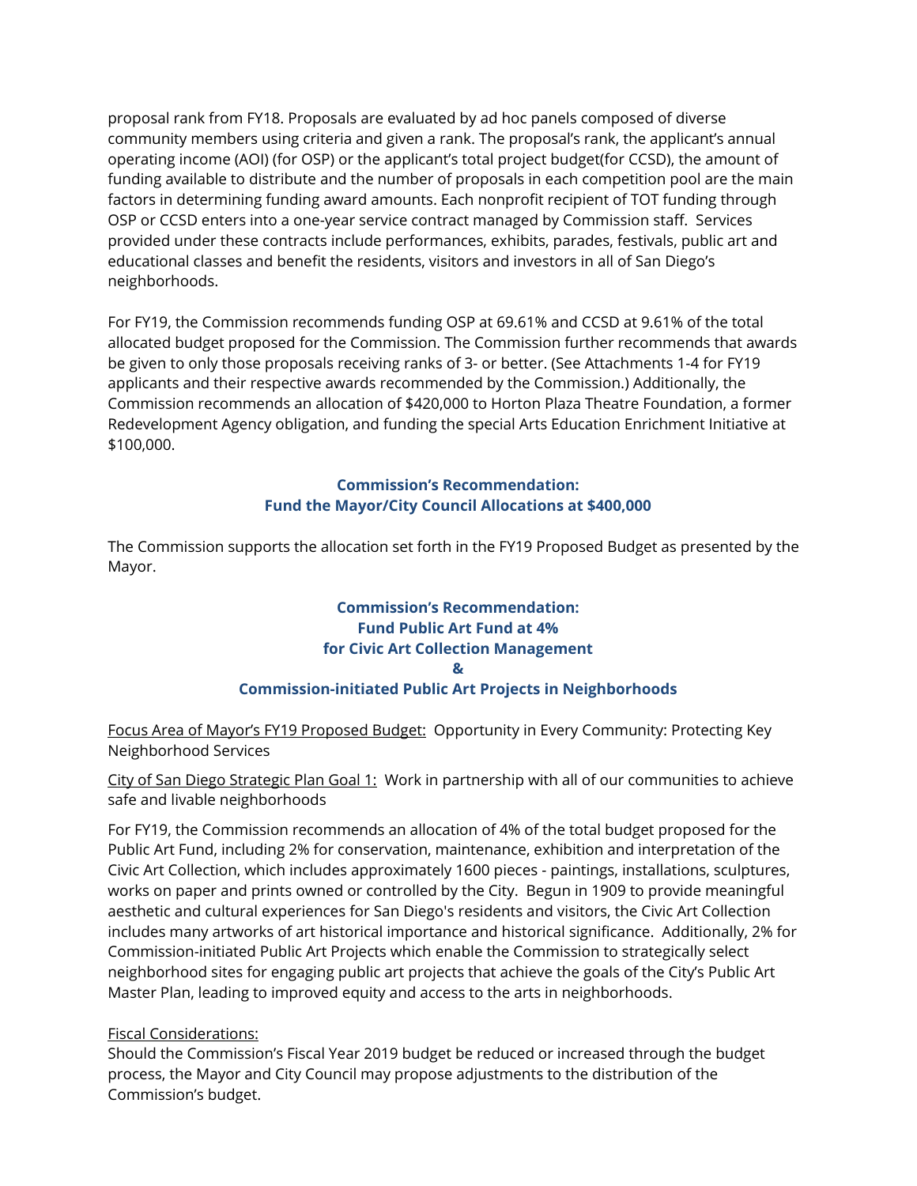proposal rank from FY18. Proposals are evaluated by ad hoc panels composed of diverse community members using criteria and given a rank. The proposal's rank, the applicant's annual operating income (AOI) (for OSP) or the applicant's total project budget(for CCSD), the amount of funding available to distribute and the number of proposals in each competition pool are the main factors in determining funding award amounts. Each nonprofit recipient of TOT funding through OSP or CCSD enters into a one-year service contract managed by Commission staff. Services provided under these contracts include performances, exhibits, parades, festivals, public art and educational classes and benefit the residents, visitors and investors in all of San Diego's neighborhoods.

For FY19, the Commission recommends funding OSP at 69.61% and CCSD at 9.61% of the total allocated budget proposed for the Commission. The Commission further recommends that awards be given to only those proposals receiving ranks of 3- or better. (See Attachments 1-4 for FY19 applicants and their respective awards recommended by the Commission.) Additionally, the Commission recommends an allocation of $420,000 to Horton Plaza Theatre Foundation, a former Redevelopment Agency obligation, and funding the special Arts Education Enrichment Initiative at $100,000.

### Commission's Recommendation: Fund the Mayor/City Council Allocations at $400,000

The Commission supports the allocation set forth in the FY19 Proposed Budget as presented by the Mayor.

### Commission's Recommendation: Fund Public Art Fund at 4% for Civic Art Collection Management & Commission-initiated Public Art Projects in Neighborhoods

Focus Area of Mayor's FY19 Proposed Budget: Opportunity in Every Community: Protecting Key Neighborhood Services

City of San Diego Strategic Plan Goal 1: Work in partnership with all of our communities to achieve safe and livable neighborhoods

For FY19, the Commission recommends an allocation of 4% of the total budget proposed for the Public Art Fund, including 2% for conservation, maintenance, exhibition and interpretation of the Civic Art Collection, which includes approximately 1600 pieces - paintings, installations, sculptures, works on paper and prints owned or controlled by the City. Begun in 1909 to provide meaningful aesthetic and cultural experiences for San Diego's residents and visitors, the Civic Art Collection includes many artworks of art historical importance and historical significance. Additionally, 2% for Commission-initiated Public Art Projects which enable the Commission to strategically select neighborhood sites for engaging public art projects that achieve the goals of the City's Public Art Master Plan, leading to improved equity and access to the arts in neighborhoods.

Fiscal Considerations:
Should the Commission's Fiscal Year 2019 budget be reduced or increased through the budget process, the Mayor and City Council may propose adjustments to the distribution of the Commission's budget.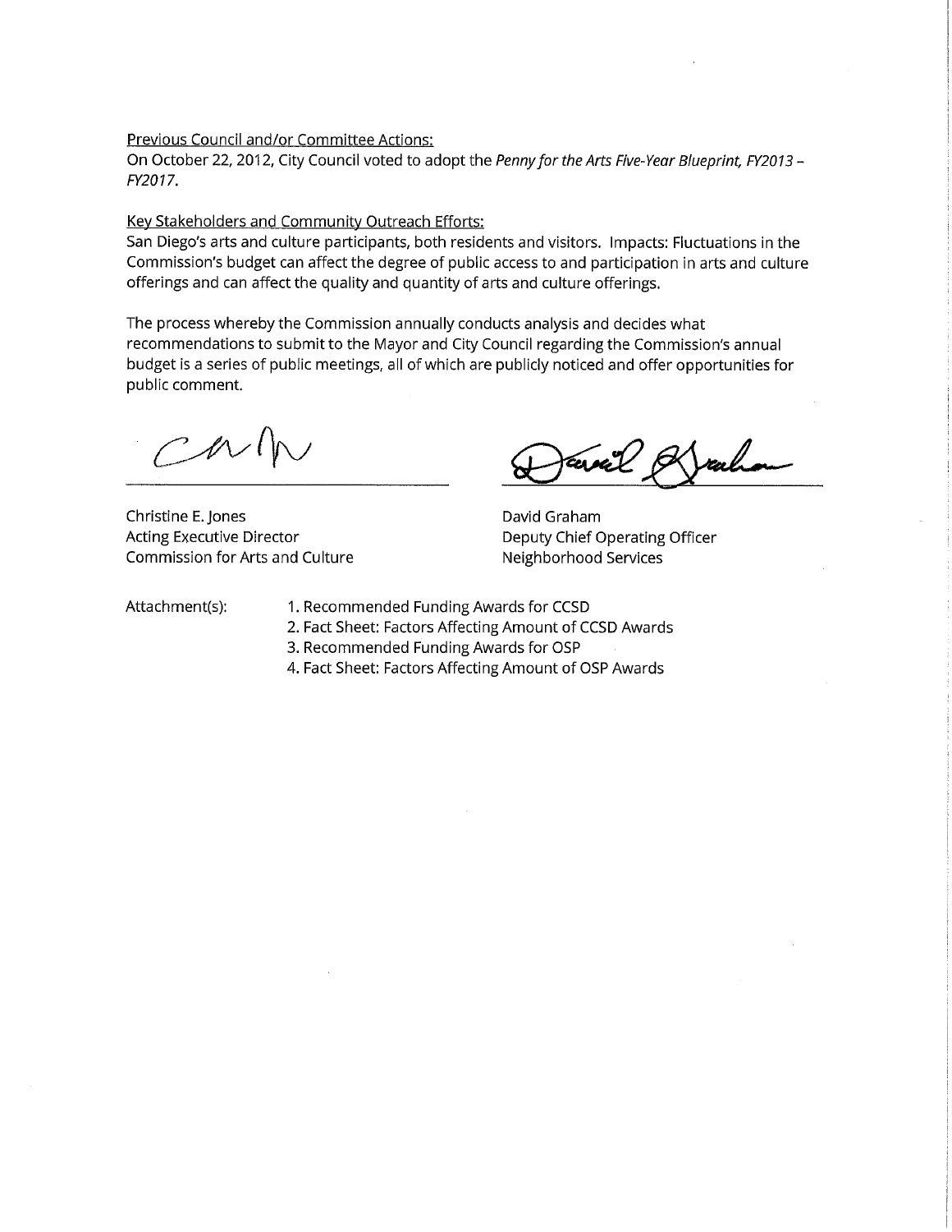Previous Council and/or Committee Actions:

On October 22, 2012, City Council voted to adopt the *Penny for the Arts Five-Year Blueprint, FY2013 – FY2017*.

Key Stakeholders and Community Outreach Efforts:

San Diego's arts and culture participants, both residents and visitors. Impacts: Fluctuations in the Commission's budget can affect the degree of public access to and participation in arts and culture offerings and can affect the quality and quantity of arts and culture offerings.

The process whereby the Commission annually conducts analysis and decides what recommendations to submit to the Mayor and City Council regarding the Commission's annual budget is a series of public meetings, all of which are publicly noticed and offer opportunities for public comment.

Christine E. Jones
Acting Executive Director
Commission for Arts and Culture

David Graham
Deputy Chief Operating Officer
Neighborhood Services

Attachment(s):

1. Recommended Funding Awards for CCSD
2. Fact Sheet: Factors Affecting Amount of CCSD Awards
3. Recommended Funding Awards for OSP
4. Fact Sheet: Factors Affecting Amount of OSP Awards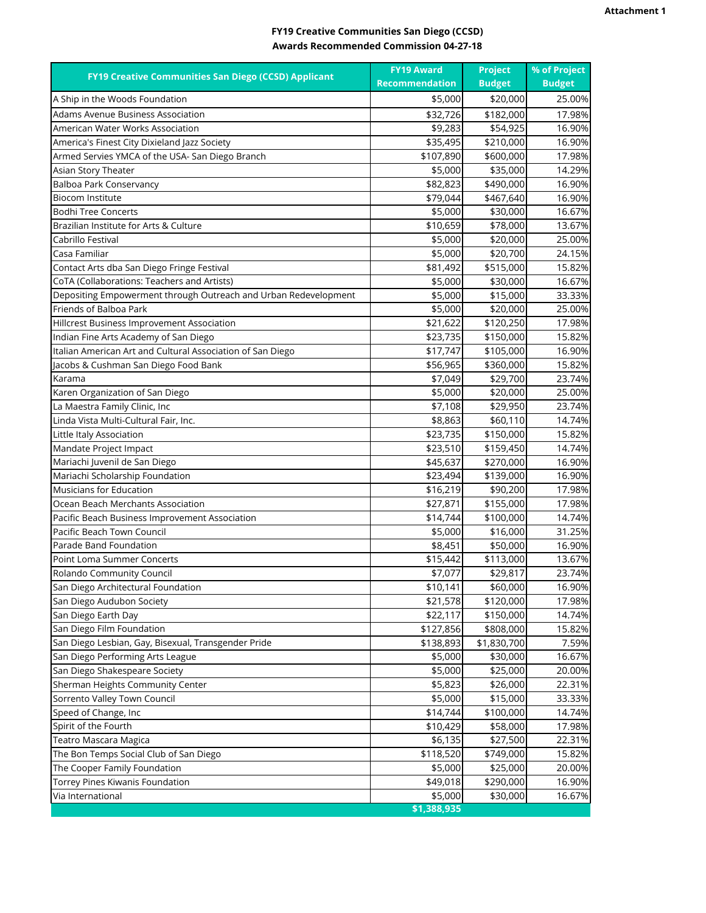Attachment 1

**FY19 Creative Communities San Diego (CCSD)**
**Awards Recommended Commission 04-27-18**

| FY19 Creative Communities San Diego (CCSD) Applicant | FY19 Award Recommendation | Project Budget | % of Project Budget |
|---|---|---|---|
| A Ship in the Woods Foundation | $5,000 | $20,000 | 25.00% |
| Adams Avenue Business Association | $32,726 | $182,000 | 17.98% |
| American Water Works Association | $9,283 | $54,925 | 16.90% |
| America's Finest City Dixieland Jazz Society | $35,495 | $210,000 | 16.90% |
| Armed Servies YMCA of the USA- San Diego Branch | $107,890 | $600,000 | 17.98% |
| Asian Story Theater | $5,000 | $35,000 | 14.29% |
| Balboa Park Conservancy | $82,823 | $490,000 | 16.90% |
| Biocom Institute | $79,044 | $467,640 | 16.90% |
| Bodhi Tree Concerts | $5,000 | $30,000 | 16.67% |
| Brazilian Institute for Arts & Culture | $10,659 | $78,000 | 13.67% |
| Cabrillo Festival | $5,000 | $20,000 | 25.00% |
| Casa Familiar | $5,000 | $20,700 | 24.15% |
| Contact Arts dba San Diego Fringe Festival | $81,492 | $515,000 | 15.82% |
| CoTA (Collaborations: Teachers and Artists) | $5,000 | $30,000 | 16.67% |
| Depositing Empowerment through Outreach and Urban Redevelopment | $5,000 | $15,000 | 33.33% |
| Friends of Balboa Park | $5,000 | $20,000 | 25.00% |
| Hillcrest Business Improvement Association | $21,622 | $120,250 | 17.98% |
| Indian Fine Arts Academy of San Diego | $23,735 | $150,000 | 15.82% |
| Italian American Art and Cultural Association of San Diego | $17,747 | $105,000 | 16.90% |
| Jacobs & Cushman San Diego Food Bank | $56,965 | $360,000 | 15.82% |
| Karama | $7,049 | $29,700 | 23.74% |
| Karen Organization of San Diego | $5,000 | $20,000 | 25.00% |
| La Maestra Family Clinic, Inc | $7,108 | $29,950 | 23.74% |
| Linda Vista Multi-Cultural Fair, Inc. | $8,863 | $60,110 | 14.74% |
| Little Italy Association | $23,735 | $150,000 | 15.82% |
| Mandate Project Impact | $23,510 | $159,450 | 14.74% |
| Mariachi Juvenil de San Diego | $45,637 | $270,000 | 16.90% |
| Mariachi Scholarship Foundation | $23,494 | $139,000 | 16.90% |
| Musicians for Education | $16,219 | $90,200 | 17.98% |
| Ocean Beach Merchants Association | $27,871 | $155,000 | 17.98% |
| Pacific Beach Business Improvement Association | $14,744 | $100,000 | 14.74% |
| Pacific Beach Town Council | $5,000 | $16,000 | 31.25% |
| Parade Band Foundation | $8,451 | $50,000 | 16.90% |
| Point Loma Summer Concerts | $15,442 | $113,000 | 13.67% |
| Rolando Community Council | $7,077 | $29,817 | 23.74% |
| San Diego Architectural Foundation | $10,141 | $60,000 | 16.90% |
| San Diego Audubon Society | $21,578 | $120,000 | 17.98% |
| San Diego Earth Day | $22,117 | $150,000 | 14.74% |
| San Diego Film Foundation | $127,856 | $808,000 | 15.82% |
| San Diego Lesbian, Gay, Bisexual, Transgender Pride | $138,893 | $1,830,700 | 7.59% |
| San Diego Performing Arts League | $5,000 | $30,000 | 16.67% |
| San Diego Shakespeare Society | $5,000 | $25,000 | 20.00% |
| Sherman Heights Community Center | $5,823 | $26,000 | 22.31% |
| Sorrento Valley Town Council | $5,000 | $15,000 | 33.33% |
| Speed of Change, Inc | $14,744 | $100,000 | 14.74% |
| Spirit of the Fourth | $10,429 | $58,000 | 17.98% |
| Teatro Mascara Magica | $6,135 | $27,500 | 22.31% |
| The Bon Temps Social Club of San Diego | $118,520 | $749,000 | 15.82% |
| The Cooper Family Foundation | $5,000 | $25,000 | 20.00% |
| Torrey Pines Kiwanis Foundation | $49,018 | $290,000 | 16.90% |
| Via International | $5,000 | $30,000 | 16.67% |
| | **$1,388,935** | | |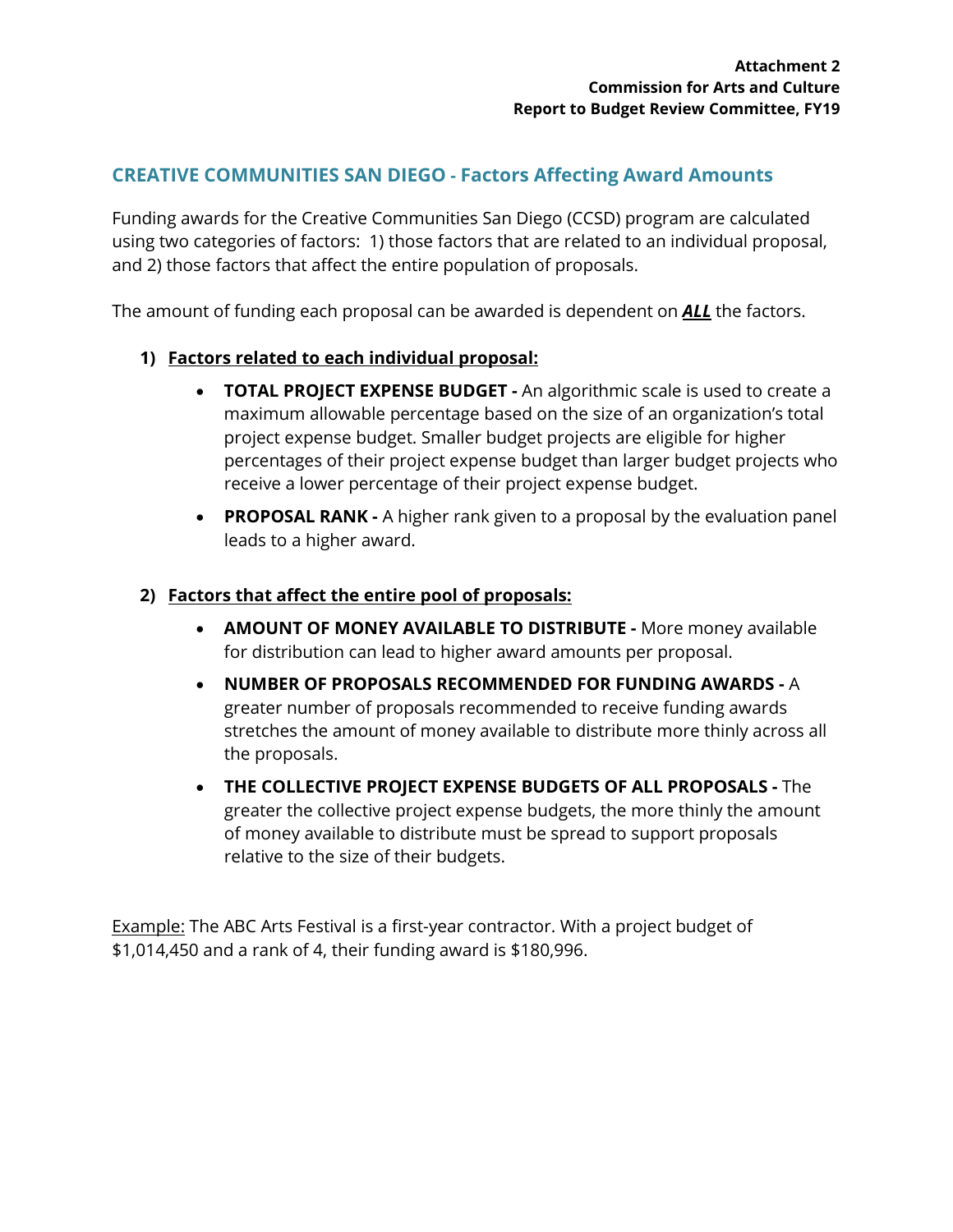**Attachment 2**
**Commission for Arts and Culture**
**Report to Budget Review Committee, FY19**

## CREATIVE COMMUNITIES SAN DIEGO - Factors Affecting Award Amounts

Funding awards for the Creative Communities San Diego (CCSD) program are calculated using two categories of factors: 1) those factors that are related to an individual proposal, and 2) those factors that affect the entire population of proposals.

The amount of funding each proposal can be awarded is dependent on ***ALL*** the factors.

1) **Factors related to each individual proposal:**
   - **TOTAL PROJECT EXPENSE BUDGET -** An algorithmic scale is used to create a maximum allowable percentage based on the size of an organization's total project expense budget. Smaller budget projects are eligible for higher percentages of their project expense budget than larger budget projects who receive a lower percentage of their project expense budget.
   - **PROPOSAL RANK -** A higher rank given to a proposal by the evaluation panel leads to a higher award.

2) **Factors that affect the entire pool of proposals:**
   - **AMOUNT OF MONEY AVAILABLE TO DISTRIBUTE -** More money available for distribution can lead to higher award amounts per proposal.
   - **NUMBER OF PROPOSALS RECOMMENDED FOR FUNDING AWARDS -** A greater number of proposals recommended to receive funding awards stretches the amount of money available to distribute more thinly across all the proposals.
   - **THE COLLECTIVE PROJECT EXPENSE BUDGETS OF ALL PROPOSALS -** The greater the collective project expense budgets, the more thinly the amount of money available to distribute must be spread to support proposals relative to the size of their budgets.

Example: The ABC Arts Festival is a first-year contractor. With a project budget of $1,014,450 and a rank of 4, their funding award is $180,996.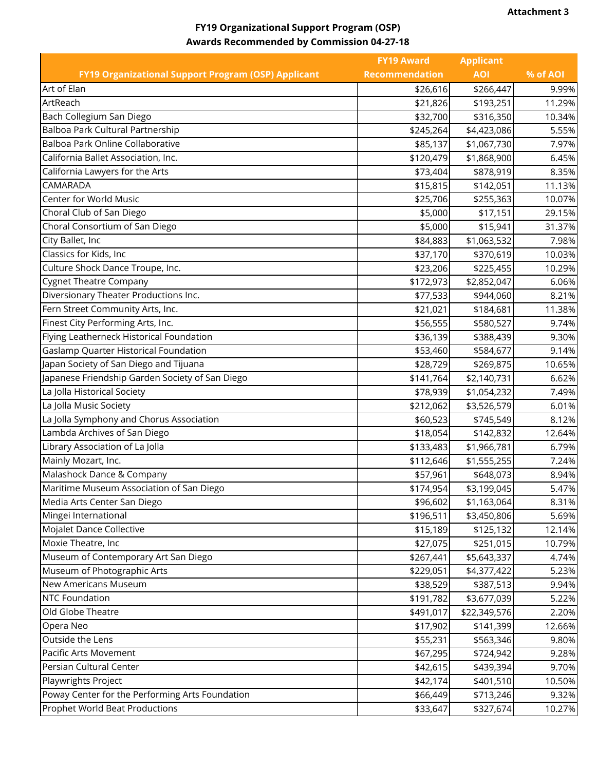Attachment 3

**FY19 Organizational Support Program (OSP)**
**Awards Recommended by Commission 04-27-18**

| FY19 Organizational Support Program (OSP) Applicant | FY19 Award Recommendation | Applicant AOI | % of AOI |
|---|---|---|---|
| Art of Elan | $26,616 | $266,447 | 9.99% |
| ArtReach | $21,826 | $193,251 | 11.29% |
| Bach Collegium San Diego | $32,700 | $316,350 | 10.34% |
| Balboa Park Cultural Partnership | $245,264 | $4,423,086 | 5.55% |
| Balboa Park Online Collaborative | $85,137 | $1,067,730 | 7.97% |
| California Ballet Association, Inc. | $120,479 | $1,868,900 | 6.45% |
| California Lawyers for the Arts | $73,404 | $878,919 | 8.35% |
| CAMARADA | $15,815 | $142,051 | 11.13% |
| Center for World Music | $25,706 | $255,363 | 10.07% |
| Choral Club of San Diego | $5,000 | $17,151 | 29.15% |
| Choral Consortium of San Diego | $5,000 | $15,941 | 31.37% |
| City Ballet, Inc | $84,883 | $1,063,532 | 7.98% |
| Classics for Kids, Inc | $37,170 | $370,619 | 10.03% |
| Culture Shock Dance Troupe, Inc. | $23,206 | $225,455 | 10.29% |
| Cygnet Theatre Company | $172,973 | $2,852,047 | 6.06% |
| Diversionary Theater Productions Inc. | $77,533 | $944,060 | 8.21% |
| Fern Street Community Arts, Inc. | $21,021 | $184,681 | 11.38% |
| Finest City Performing Arts, Inc. | $56,555 | $580,527 | 9.74% |
| Flying Leatherneck Historical Foundation | $36,139 | $388,439 | 9.30% |
| Gaslamp Quarter Historical Foundation | $53,460 | $584,677 | 9.14% |
| Japan Society of San Diego and Tijuana | $28,729 | $269,875 | 10.65% |
| Japanese Friendship Garden Society of San Diego | $141,764 | $2,140,731 | 6.62% |
| La Jolla Historical Society | $78,939 | $1,054,232 | 7.49% |
| La Jolla Music Society | $212,062 | $3,526,579 | 6.01% |
| La Jolla Symphony and Chorus Association | $60,523 | $745,549 | 8.12% |
| Lambda Archives of San Diego | $18,054 | $142,832 | 12.64% |
| Library Association of La Jolla | $133,483 | $1,966,781 | 6.79% |
| Mainly Mozart, Inc. | $112,646 | $1,555,255 | 7.24% |
| Malashock Dance & Company | $57,961 | $648,073 | 8.94% |
| Maritime Museum Association of San Diego | $174,954 | $3,199,045 | 5.47% |
| Media Arts Center San Diego | $96,602 | $1,163,064 | 8.31% |
| Mingei International | $196,511 | $3,450,806 | 5.69% |
| Mojalet Dance Collective | $15,189 | $125,132 | 12.14% |
| Moxie Theatre, Inc | $27,075 | $251,015 | 10.79% |
| Museum of Contemporary Art San Diego | $267,441 | $5,643,337 | 4.74% |
| Museum of Photographic Arts | $229,051 | $4,377,422 | 5.23% |
| New Americans Museum | $38,529 | $387,513 | 9.94% |
| NTC Foundation | $191,782 | $3,677,039 | 5.22% |
| Old Globe Theatre | $491,017 | $22,349,576 | 2.20% |
| Opera Neo | $17,902 | $141,399 | 12.66% |
| Outside the Lens | $55,231 | $563,346 | 9.80% |
| Pacific Arts Movement | $67,295 | $724,942 | 9.28% |
| Persian Cultural Center | $42,615 | $439,394 | 9.70% |
| Playwrights Project | $42,174 | $401,510 | 10.50% |
| Poway Center for the Performing Arts Foundation | $66,449 | $713,246 | 9.32% |
| Prophet World Beat Productions | $33,647 | $327,674 | 10.27% |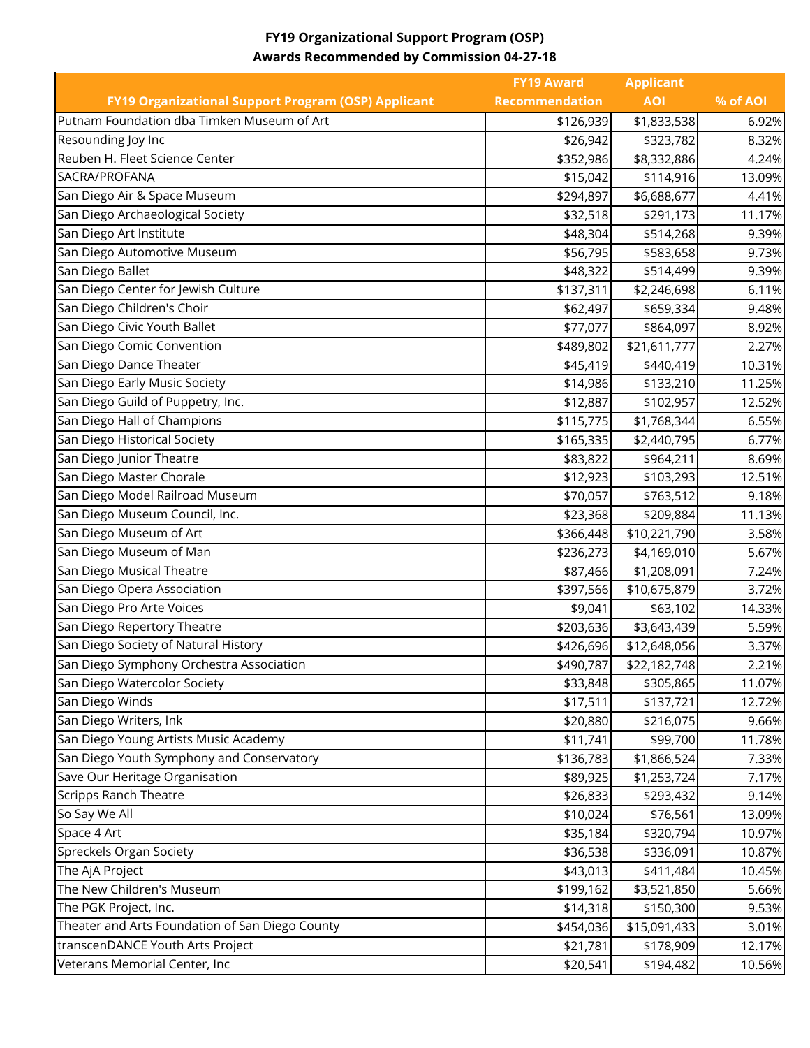**FY19 Organizational Support Program (OSP)**
**Awards Recommended by Commission 04-27-18**

| FY19 Organizational Support Program (OSP) Applicant | FY19 Award Recommendation | Applicant AOI | % of AOI |
|---|---|---|---|
| Putnam Foundation dba Timken Museum of Art | $126,939 | $1,833,538 | 6.92% |
| Resounding Joy Inc | $26,942 | $323,782 | 8.32% |
| Reuben H. Fleet Science Center | $352,986 | $8,332,886 | 4.24% |
| SACRA/PROFANA | $15,042 | $114,916 | 13.09% |
| San Diego Air & Space Museum | $294,897 | $6,688,677 | 4.41% |
| San Diego Archaeological Society | $32,518 | $291,173 | 11.17% |
| San Diego Art Institute | $48,304 | $514,268 | 9.39% |
| San Diego Automotive Museum | $56,795 | $583,658 | 9.73% |
| San Diego Ballet | $48,322 | $514,499 | 9.39% |
| San Diego Center for Jewish Culture | $137,311 | $2,246,698 | 6.11% |
| San Diego Children's Choir | $62,497 | $659,334 | 9.48% |
| San Diego Civic Youth Ballet | $77,077 | $864,097 | 8.92% |
| San Diego Comic Convention | $489,802 | $21,611,777 | 2.27% |
| San Diego Dance Theater | $45,419 | $440,419 | 10.31% |
| San Diego Early Music Society | $14,986 | $133,210 | 11.25% |
| San Diego Guild of Puppetry, Inc. | $12,887 | $102,957 | 12.52% |
| San Diego Hall of Champions | $115,775 | $1,768,344 | 6.55% |
| San Diego Historical Society | $165,335 | $2,440,795 | 6.77% |
| San Diego Junior Theatre | $83,822 | $964,211 | 8.69% |
| San Diego Master Chorale | $12,923 | $103,293 | 12.51% |
| San Diego Model Railroad Museum | $70,057 | $763,512 | 9.18% |
| San Diego Museum Council, Inc. | $23,368 | $209,884 | 11.13% |
| San Diego Museum of Art | $366,448 | $10,221,790 | 3.58% |
| San Diego Museum of Man | $236,273 | $4,169,010 | 5.67% |
| San Diego Musical Theatre | $87,466 | $1,208,091 | 7.24% |
| San Diego Opera Association | $397,566 | $10,675,879 | 3.72% |
| San Diego Pro Arte Voices | $9,041 | $63,102 | 14.33% |
| San Diego Repertory Theatre | $203,636 | $3,643,439 | 5.59% |
| San Diego Society of Natural History | $426,696 | $12,648,056 | 3.37% |
| San Diego Symphony Orchestra Association | $490,787 | $22,182,748 | 2.21% |
| San Diego Watercolor Society | $33,848 | $305,865 | 11.07% |
| San Diego Winds | $17,511 | $137,721 | 12.72% |
| San Diego Writers, Ink | $20,880 | $216,075 | 9.66% |
| San Diego Young Artists Music Academy | $11,741 | $99,700 | 11.78% |
| San Diego Youth Symphony and Conservatory | $136,783 | $1,866,524 | 7.33% |
| Save Our Heritage Organisation | $89,925 | $1,253,724 | 7.17% |
| Scripps Ranch Theatre | $26,833 | $293,432 | 9.14% |
| So Say We All | $10,024 | $76,561 | 13.09% |
| Space 4 Art | $35,184 | $320,794 | 10.97% |
| Spreckels Organ Society | $36,538 | $336,091 | 10.87% |
| The AjA Project | $43,013 | $411,484 | 10.45% |
| The New Children's Museum | $199,162 | $3,521,850 | 5.66% |
| The PGK Project, Inc. | $14,318 | $150,300 | 9.53% |
| Theater and Arts Foundation of San Diego County | $454,036 | $15,091,433 | 3.01% |
| transcenDANCE Youth Arts Project | $21,781 | $178,909 | 12.17% |
| Veterans Memorial Center, Inc | $20,541 | $194,482 | 10.56% |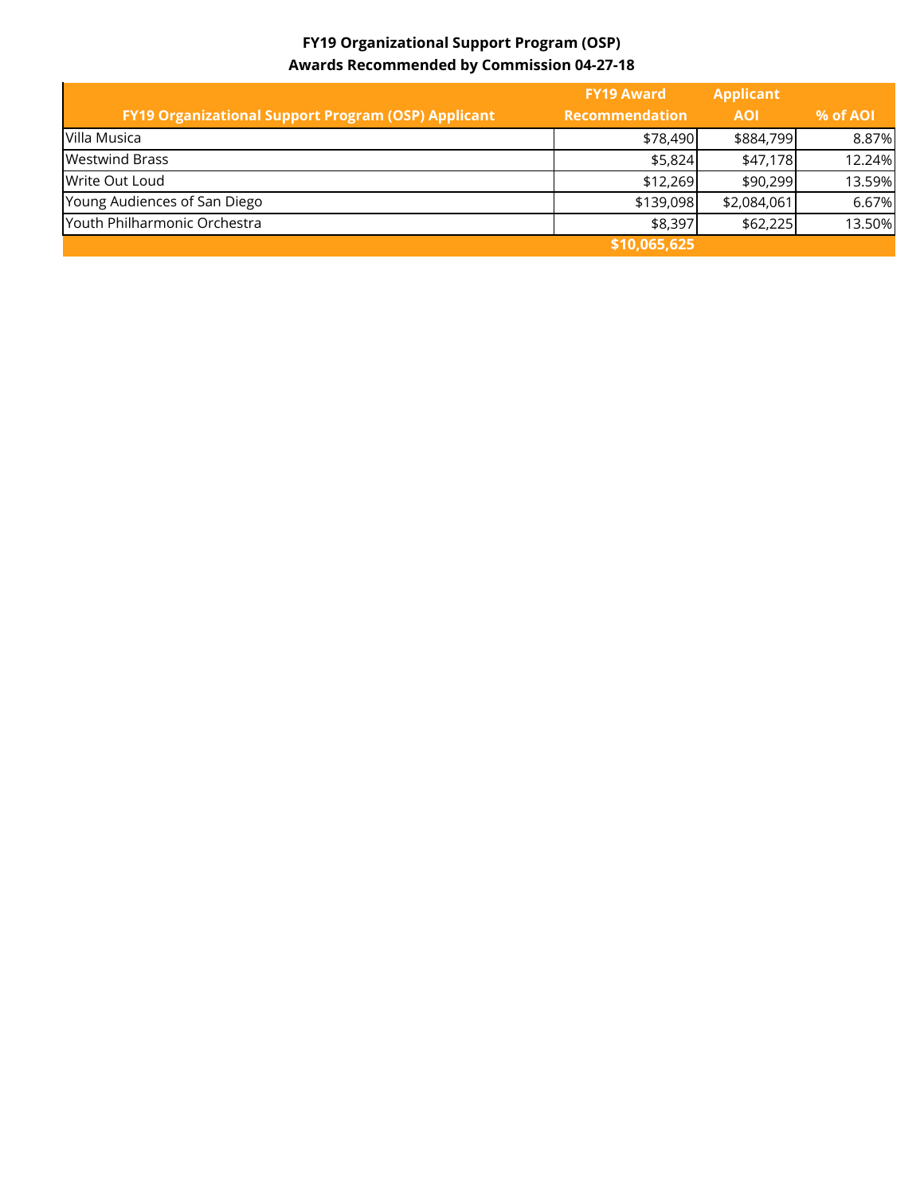**FY19 Organizational Support Program (OSP)**
**Awards Recommended by Commission 04-27-18**

| FY19 Organizational Support Program (OSP) Applicant | FY19 Award Recommendation | Applicant AOI | % of AOI |
|---|---|---|---|
| Villa Musica | $78,490 | $884,799 | 8.87% |
| Westwind Brass | $5,824 | $47,178 | 12.24% |
| Write Out Loud | $12,269 | $90,299 | 13.59% |
| Young Audiences of San Diego | $139,098 | $2,084,061 | 6.67% |
| Youth Philharmonic Orchestra | $8,397 | $62,225 | 13.50% |
| | $10,065,625 | | |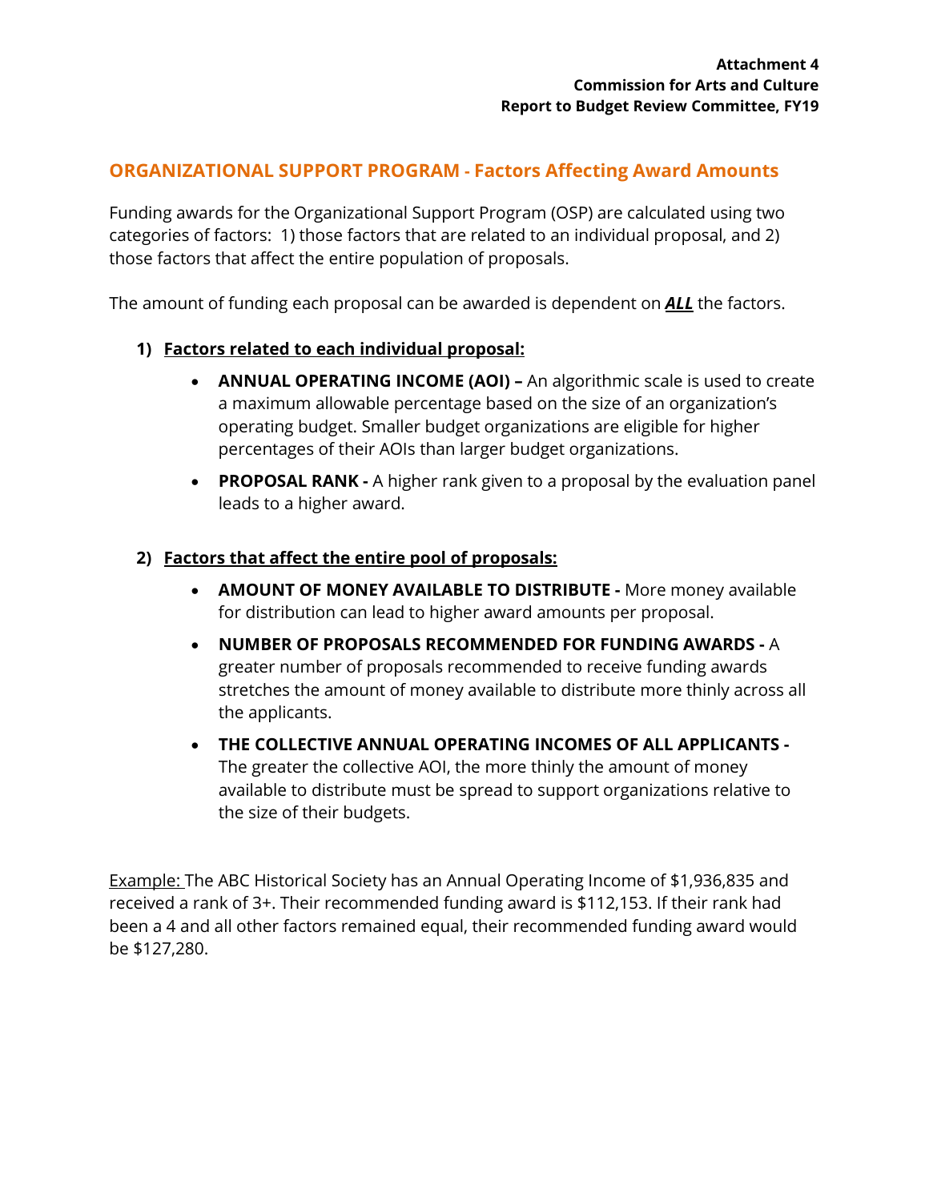**Attachment 4**
**Commission for Arts and Culture**
**Report to Budget Review Committee, FY19**

## ORGANIZATIONAL SUPPORT PROGRAM - Factors Affecting Award Amounts

Funding awards for the Organizational Support Program (OSP) are calculated using two categories of factors: 1) those factors that are related to an individual proposal, and 2) those factors that affect the entire population of proposals.

The amount of funding each proposal can be awarded is dependent on ***ALL*** the factors.

1) **Factors related to each individual proposal:**
   - **ANNUAL OPERATING INCOME (AOI) –** An algorithmic scale is used to create a maximum allowable percentage based on the size of an organization's operating budget. Smaller budget organizations are eligible for higher percentages of their AOIs than larger budget organizations.
   - **PROPOSAL RANK -** A higher rank given to a proposal by the evaluation panel leads to a higher award.

2) **Factors that affect the entire pool of proposals:**
   - **AMOUNT OF MONEY AVAILABLE TO DISTRIBUTE -** More money available for distribution can lead to higher award amounts per proposal.
   - **NUMBER OF PROPOSALS RECOMMENDED FOR FUNDING AWARDS -** A greater number of proposals recommended to receive funding awards stretches the amount of money available to distribute more thinly across all the applicants.
   - **THE COLLECTIVE ANNUAL OPERATING INCOMES OF ALL APPLICANTS -** The greater the collective AOI, the more thinly the amount of money available to distribute must be spread to support organizations relative to the size of their budgets.

Example: The ABC Historical Society has an Annual Operating Income of $1,936,835 and received a rank of 3+. Their recommended funding award is $112,153. If their rank had been a 4 and all other factors remained equal, their recommended funding award would be $127,280.